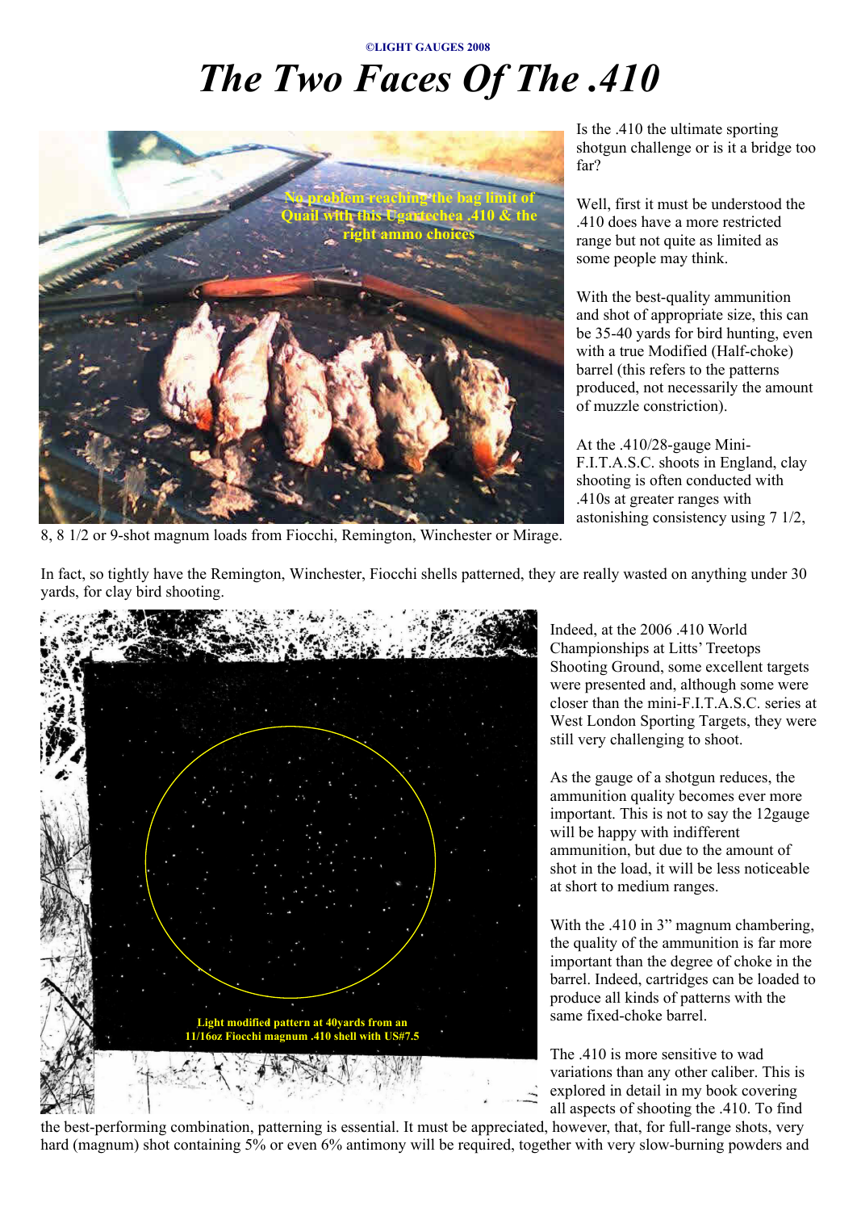©LIGHT GAUGES 2008

# *The Two Faces Of The .410*

No problem reaching the bag limit of Quail with this Ugartechea .410 & the right ammo choices

Is the .410 the ultimate sporting shotgun challenge or is it a bridge too far?

Well, first it must be understood the .410 does have a more restricted range but not quite as limited as some people may think.

With the best-quality ammunition and shot of appropriate size, this can be 35-40 yards for bird hunting, even with a true Modified (Half-choke) barrel (this refers to the patterns produced, not necessarily the amount of muzzle constriction).

At the .410/28-gauge Mini-F.I.T.A.S.C. shoots in England, clay shooting is often conducted with .410s at greater ranges with astonishing consistency using 7 1/2, 8, 8 1/2 or 9-shot magnum loads from Fiocchi, Remington, Winchester or Mirage.

In fact, so tightly have the Remington, Winchester, Fiocchi shells patterned, they are really wasted on anything under 30 yards, for clay bird shooting.

Light modified pattern at 40yards from an 11/16oz Fiocchi magnum .410 shell with US#7.5

Indeed, at the 2006 .410 World Championships at Litts' Treetops Shooting Ground, some excellent targets were presented and, although some were closer than the mini-F.I.T.A.S.C. series at West London Sporting Targets, they were still very challenging to shoot.

As the gauge of a shotgun reduces, the ammunition quality becomes ever more important. This is not to say the 12gauge will be happy with indifferent ammunition, but due to the amount of shot in the load, it will be less noticeable at short to medium ranges.

With the .410 in 3" magnum chambering, the quality of the ammunition is far more important than the degree of choke in the barrel. Indeed, cartridges can be loaded to produce all kinds of patterns with the same fixed-choke barrel.

The .410 is more sensitive to wad variations than any other caliber. This is explored in detail in my book covering all aspects of shooting the .410. To find the best-performing combination, patterning is essential. It must be appreciated, however, that, for full-range shots, very hard (magnum) shot containing 5% or even 6% antimony will be required, together with very slow-burning powders and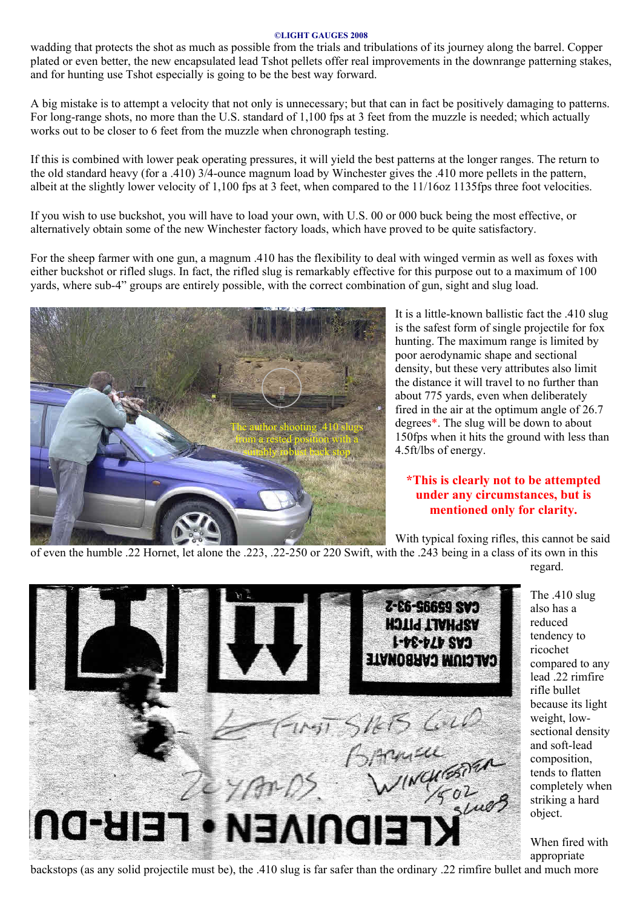wadding that protects the shot as much as possible from the trials and tribulations of its journey along the barrel. Copper plated or even better, the new encapsulated lead Tshot pellets offer real improvements in the downrange patterning stakes, and for hunting use Tshot especially is going to be the best way forward.

A big mistake is to attempt a velocity that not only is unnecessary; but that can in fact be positively damaging to patterns. For long-range shots, no more than the U.S. standard of 1,100 fps at 3 feet from the muzzle is needed; which actually works out to be closer to 6 feet from the muzzle when chronograph testing.

If this is combined with lower peak operating pressures, it will yield the best patterns at the longer ranges. The return to the old standard heavy (for a .410) 3/4-ounce magnum load by Winchester gives the .410 more pellets in the pattern, albeit at the slightly lower velocity of 1,100 fps at 3 feet, when compared to the 11/16oz 1135fps three foot velocities.

If you wish to use buckshot, you will have to load your own, with U.S. 00 or 000 buck being the most effective, or alternatively obtain some of the new Winchester factory loads, which have proved to be quite satisfactory.

For the sheep farmer with one gun, a magnum .410 has the flexibility to deal with winged vermin as well as foxes with either buckshot or rifled slugs. In fact, the rifled slug is remarkably effective for this purpose out to a maximum of 100 yards, where sub-4" groups are entirely possible, with the correct combination of gun, sight and slug load.

The author shooting .410 slugs from a rested position with a suitably robust back stop

It is a little-known ballistic fact the .410 slug is the safest form of single projectile for fox hunting. The maximum range is limited by poor aerodynamic shape and sectional density, but these very attributes also limit the distance it will travel to no further than about 775 yards, even when deliberately fired in the air at the optimum angle of 26.7 degrees*. The slug will be down to about 150fps when it hits the ground with less than 4.5ft/lbs of energy.

**\*This is clearly not to be attempted under any circumstances, but is mentioned only for clarity.**

With typical foxing rifles, this cannot be said of even the humble .22 Hornet, let alone the .223, .22-250 or 220 Swift, with the .243 being in a class of its own in this regard.

The .410 slug also has a reduced tendency to ricochet compared to any lead .22 rimfire rifle bullet because its light weight, low-sectional density and soft-lead composition, tends to flatten completely when striking a hard object.

When fired with appropriate backstops (as any solid projectile must be), the .410 slug is far safer than the ordinary .22 rimfire bullet and much more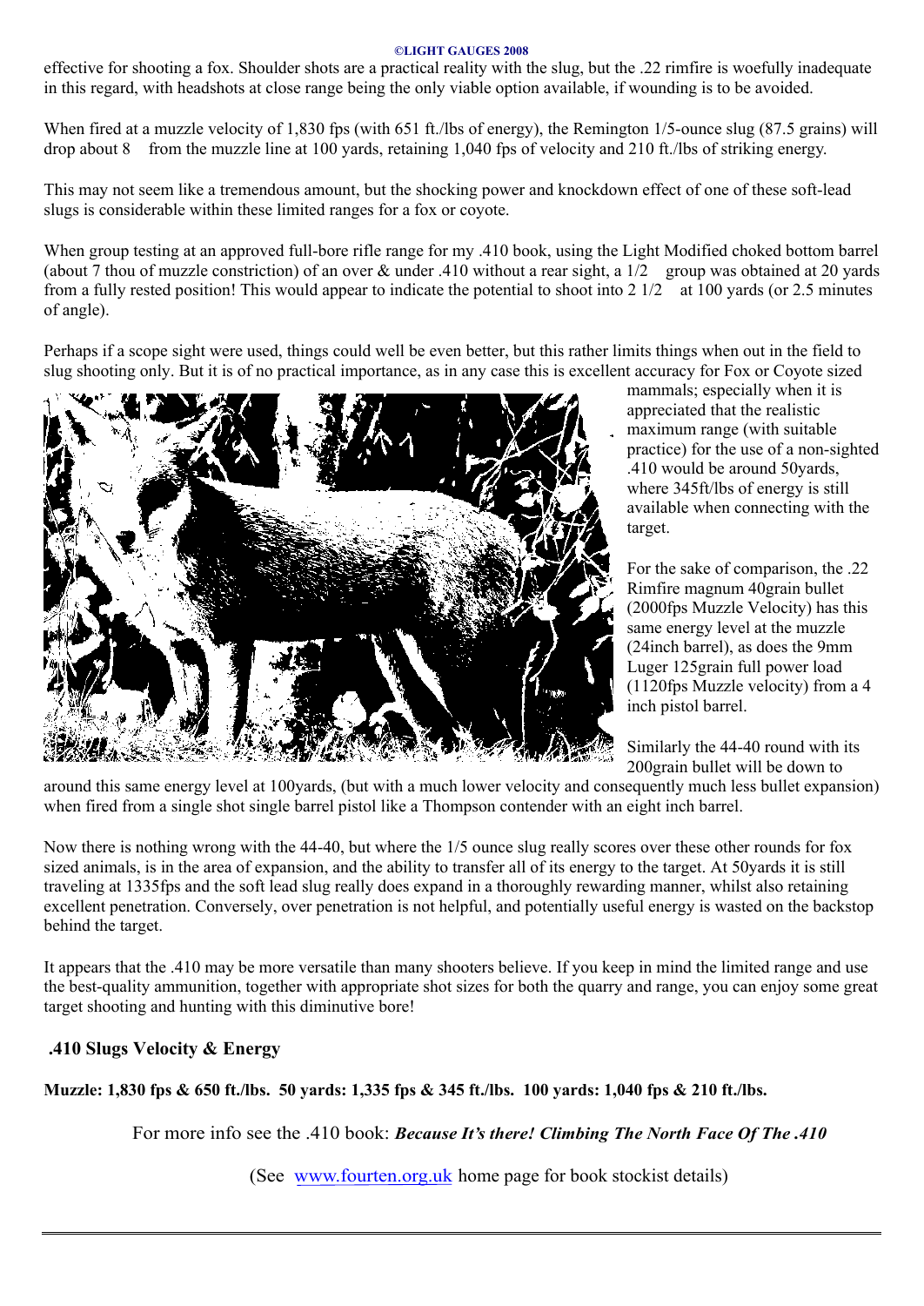effective for shooting a fox. Shoulder shots are a practical reality with the slug, but the .22 rimfire is woefully inadequate in this regard, with headshots at close range being the only viable option available, if wounding is to be avoided.

When fired at a muzzle velocity of 1,830 fps (with 651 ft./lbs of energy), the Remington 1/5-ounce slug (87.5 grains) will drop about 8  from the muzzle line at 100 yards, retaining 1,040 fps of velocity and 210 ft./lbs of striking energy.

This may not seem like a tremendous amount, but the shocking power and knockdown effect of one of these soft-lead slugs is considerable within these limited ranges for a fox or coyote.

When group testing at an approved full-bore rifle range for my .410 book, using the Light Modified choked bottom barrel (about 7 thou of muzzle constriction) of an over & under .410 without a rear sight, a 1/2  group was obtained at 20 yards from a fully rested position! This would appear to indicate the potential to shoot into 2 1/2  at 100 yards (or 2.5 minutes of angle).

Perhaps if a scope sight were used, things could well be even better, but this rather limits things when out in the field to slug shooting only. But it is of no practical importance, as in any case this is excellent accuracy for Fox or Coyote sized mammals; especially when it is appreciated that the realistic maximum range (with suitable practice) for the use of a non-sighted .410 would be around 50yards, where 345ft/lbs of energy is still available when connecting with the target.

For the sake of comparison, the .22 Rimfire magnum 40grain bullet (2000fps Muzzle Velocity) has this same energy level at the muzzle (24inch barrel), as does the 9mm Luger 125grain full power load (1120fps Muzzle velocity) from a 4 inch pistol barrel.

Similarly the 44-40 round with its 200grain bullet will be down to around this same energy level at 100yards, (but with a much lower velocity and consequently much less bullet expansion) when fired from a single shot single barrel pistol like a Thompson contender with an eight inch barrel.

Now there is nothing wrong with the 44-40, but where the 1/5 ounce slug really scores over these other rounds for fox sized animals, is in the area of expansion, and the ability to transfer all of its energy to the target. At 50yards it is still traveling at 1335fps and the soft lead slug really does expand in a thoroughly rewarding manner, whilst also retaining excellent penetration. Conversely, over penetration is not helpful, and potentially useful energy is wasted on the backstop behind the target.

It appears that the .410 may be more versatile than many shooters believe. If you keep in mind the limited range and use the best-quality ammunition, together with appropriate shot sizes for both the quarry and range, you can enjoy some great target shooting and hunting with this diminutive bore!

**.410 Slugs Velocity & Energy**

**Muzzle: 1,830 fps & 650 ft./lbs. 50 yards: 1,335 fps & 345 ft./lbs. 100 yards: 1,040 fps & 210 ft./lbs.**

For more info see the .410 book: ***Because It's there! Climbing The North Face Of The .410***

(See www.fourten.org.uk home page for book stockist details)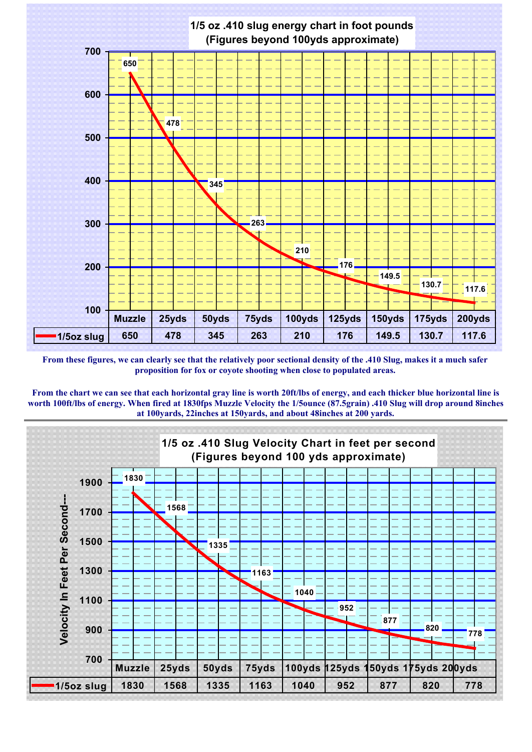1/5 oz .410 slug energy chart in foot pounds
(Figures beyond 100yds approximate)

700
600
500
400
300
200
100

650
478
345
263
210
176
149.5
130.7
117.6

Muzzle 25yds 50yds 75yds 100yds 125yds 150yds 175yds 200yds

1/5oz slug 650 478 345 263 210 176 149.5 130.7 117.6

**From these figures, we can clearly see that the relatively poor sectional density of the .410 Slug, makes it a much safer proposition for fox or coyote shooting when close to populated areas.**

**From the chart we can see that each horizontal gray line is worth 20ft/lbs of energy, and each thicker blue horizontal line is worth 100ft/lbs of energy. When fired at 1830fps Muzzle Velocity the 1/5ounce (87.5grain) .410 Slug will drop around 8inches at 100yards, 22inches at 150yards, and about 48inches at 200 yards.**

---

1/5 oz .410 Slug Velocity Chart in feet per second
(Figures beyond 100 yds approximate)

Velocity In Feet Per Second---

1900
1700
1500
1300
1100
900
700

1830
1568
1335
1163
1040
952
877
820
778

Muzzle 25yds 50yds 75yds 100yds 125yds 150yds 175yds 200yds

1/5oz slug 1830 1568 1335 1163 1040 952 877 820 778